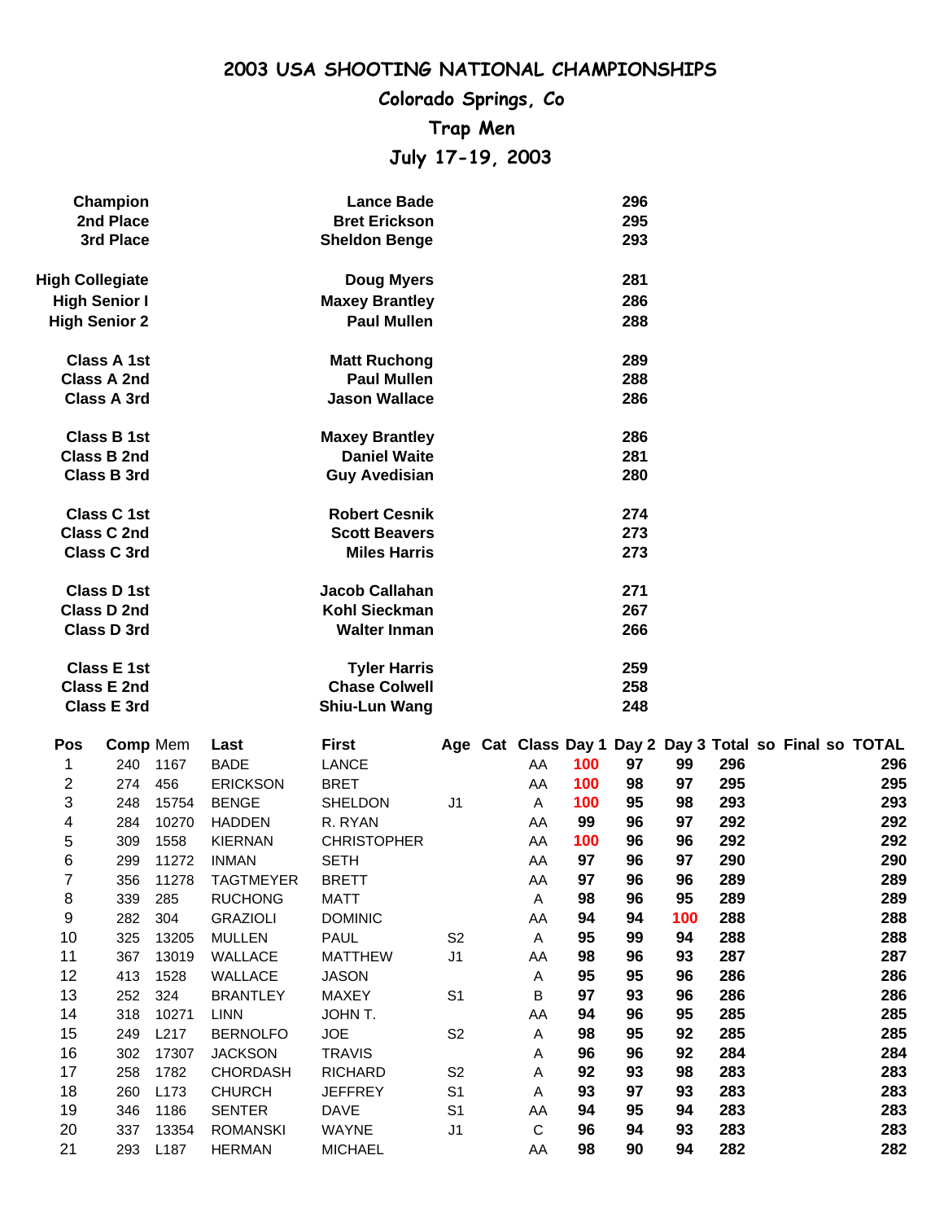# 2003 USA SHOOTING NATIONAL CHAMPIONSHIPS

## Colorado Springs, Co

## Trap Men

## July 17-19, 2003

| | | |
|---|---|---|
| **Champion** | **Lance Bade** | **296** |
| **2nd Place** | **Bret Erickson** | **295** |
| **3rd Place** | **Sheldon Benge** | **293** |
| | | |
| **High Collegiate** | **Doug Myers** | **281** |
| **High Senior I** | **Maxey Brantley** | **286** |
| **High Senior 2** | **Paul Mullen** | **288** |
| | | |
| **Class A 1st** | **Matt Ruchong** | **289** |
| **Class A 2nd** | **Paul Mullen** | **288** |
| **Class A 3rd** | **Jason Wallace** | **286** |
| | | |
| **Class B 1st** | **Maxey Brantley** | **286** |
| **Class B 2nd** | **Daniel Waite** | **281** |
| **Class B 3rd** | **Guy Avedisian** | **280** |
| | | |
| **Class C 1st** | **Robert Cesnik** | **274** |
| **Class C 2nd** | **Scott Beavers** | **273** |
| **Class C 3rd** | **Miles Harris** | **273** |
| | | |
| **Class D 1st** | **Jacob Callahan** | **271** |
| **Class D 2nd** | **Kohl Sieckman** | **267** |
| **Class D 3rd** | **Walter Inman** | **266** |
| | | |
| **Class E 1st** | **Tyler Harris** | **259** |
| **Class E 2nd** | **Chase Colwell** | **258** |
| **Class E 3rd** | **Shiu-Lun Wang** | **248** |

| Pos | Comp | Mem | Last | First | Age | Cat | Class | Day 1 | Day 2 | Day 3 | Total | so | Final | so | TOTAL |
|---|---|---|---|---|---|---|---|---|---|---|---|---|---|---|---|
| 1 | 240 | 1167 | BADE | LANCE | | | AA | 100 | 97 | 99 | 296 | | | | 296 |
| 2 | 274 | 456 | ERICKSON | BRET | | | AA | 100 | 98 | 97 | 295 | | | | 295 |
| 3 | 248 | 15754 | BENGE | SHELDON | J1 | | A | 100 | 95 | 98 | 293 | | | | 293 |
| 4 | 284 | 10270 | HADDEN | R. RYAN | | | AA | 99 | 96 | 97 | 292 | | | | 292 |
| 5 | 309 | 1558 | KIERNAN | CHRISTOPHER | | | AA | 100 | 96 | 96 | 292 | | | | 292 |
| 6 | 299 | 11272 | INMAN | SETH | | | AA | 97 | 96 | 97 | 290 | | | | 290 |
| 7 | 356 | 11278 | TAGTMEYER | BRETT | | | AA | 97 | 96 | 96 | 289 | | | | 289 |
| 8 | 339 | 285 | RUCHONG | MATT | | | A | 98 | 96 | 95 | 289 | | | | 289 |
| 9 | 282 | 304 | GRAZIOLI | DOMINIC | | | AA | 94 | 94 | 100 | 288 | | | | 288 |
| 10 | 325 | 13205 | MULLEN | PAUL | S2 | | A | 95 | 99 | 94 | 288 | | | | 288 |
| 11 | 367 | 13019 | WALLACE | MATTHEW | J1 | | AA | 98 | 96 | 93 | 287 | | | | 287 |
| 12 | 413 | 1528 | WALLACE | JASON | | | A | 95 | 95 | 96 | 286 | | | | 286 |
| 13 | 252 | 324 | BRANTLEY | MAXEY | S1 | | B | 97 | 93 | 96 | 286 | | | | 286 |
| 14 | 318 | 10271 | LINN | JOHN T. | | | AA | 94 | 96 | 95 | 285 | | | | 285 |
| 15 | 249 | L217 | BERNOLFO | JOE | S2 | | A | 98 | 95 | 92 | 285 | | | | 285 |
| 16 | 302 | 17307 | JACKSON | TRAVIS | | | A | 96 | 96 | 92 | 284 | | | | 284 |
| 17 | 258 | 1782 | CHORDASH | RICHARD | S2 | | A | 92 | 93 | 98 | 283 | | | | 283 |
| 18 | 260 | L173 | CHURCH | JEFFREY | S1 | | A | 93 | 97 | 93 | 283 | | | | 283 |
| 19 | 346 | 1186 | SENTER | DAVE | S1 | | AA | 94 | 95 | 94 | 283 | | | | 283 |
| 20 | 337 | 13354 | ROMANSKI | WAYNE | J1 | | C | 96 | 94 | 93 | 283 | | | | 283 |
| 21 | 293 | L187 | HERMAN | MICHAEL | | | AA | 98 | 90 | 94 | 282 | | | | 282 |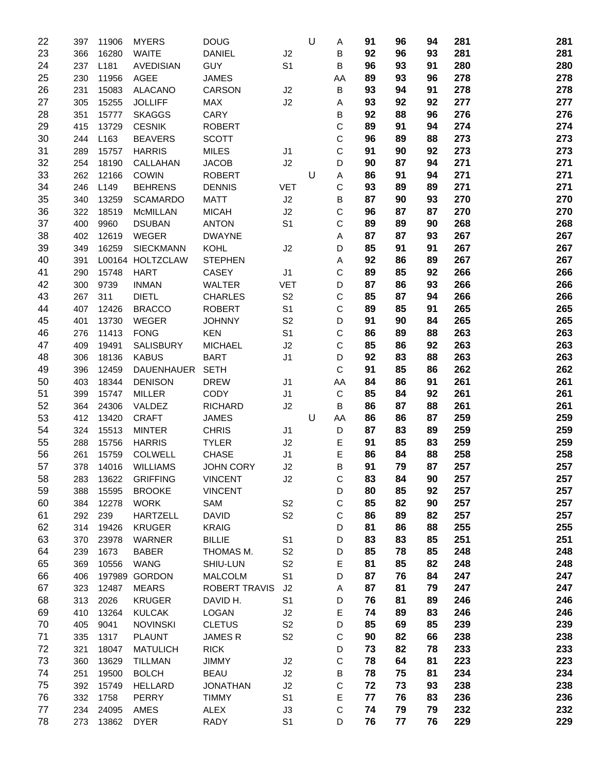| | | | | | | | | | | | | |
|---|---|---|---|---|---|---|---|---|---|---|---|---|
| 22 | 397 | 11906 | MYERS | DOUG | | U | A | 91 | 96 | 94 | 281 | 281 |
| 23 | 366 | 16280 | WAITE | DANIEL | J2 | | B | 92 | 96 | 93 | 281 | 281 |
| 24 | 237 | L181 | AVEDISIAN | GUY | S1 | | B | 96 | 93 | 91 | 280 | 280 |
| 25 | 230 | 11956 | AGEE | JAMES | | | AA | 89 | 93 | 96 | 278 | 278 |
| 26 | 231 | 15083 | ALACANO | CARSON | J2 | | B | 93 | 94 | 91 | 278 | 278 |
| 27 | 305 | 15255 | JOLLIFF | MAX | J2 | | A | 93 | 92 | 92 | 277 | 277 |
| 28 | 351 | 15777 | SKAGGS | CARY | | | B | 92 | 88 | 96 | 276 | 276 |
| 29 | 415 | 13729 | CESNIK | ROBERT | | | C | 89 | 91 | 94 | 274 | 274 |
| 30 | 244 | L163 | BEAVERS | SCOTT | | | C | 96 | 89 | 88 | 273 | 273 |
| 31 | 289 | 15757 | HARRIS | MILES | J1 | | C | 91 | 90 | 92 | 273 | 273 |
| 32 | 254 | 18190 | CALLAHAN | JACOB | J2 | | D | 90 | 87 | 94 | 271 | 271 |
| 33 | 262 | 12166 | COWIN | ROBERT | | U | A | 86 | 91 | 94 | 271 | 271 |
| 34 | 246 | L149 | BEHRENS | DENNIS | VET | | C | 93 | 89 | 89 | 271 | 271 |
| 35 | 340 | 13259 | SCAMARDO | MATT | J2 | | B | 87 | 90 | 93 | 270 | 270 |
| 36 | 322 | 18519 | McMILLAN | MICAH | J2 | | C | 96 | 87 | 87 | 270 | 270 |
| 37 | 400 | 9960 | DSUBAN | ANTON | S1 | | C | 89 | 89 | 90 | 268 | 268 |
| 38 | 402 | 12619 | WEGER | DWAYNE | | | A | 87 | 87 | 93 | 267 | 267 |
| 39 | 349 | 16259 | SIECKMANN | KOHL | J2 | | D | 85 | 91 | 91 | 267 | 267 |
| 40 | 391 | L00164 | HOLTZCLAW | STEPHEN | | | A | 92 | 86 | 89 | 267 | 267 |
| 41 | 290 | 15748 | HART | CASEY | J1 | | C | 89 | 85 | 92 | 266 | 266 |
| 42 | 300 | 9739 | INMAN | WALTER | VET | | D | 87 | 86 | 93 | 266 | 266 |
| 43 | 267 | 311 | DIETL | CHARLES | S2 | | C | 85 | 87 | 94 | 266 | 266 |
| 44 | 407 | 12426 | BRACCO | ROBERT | S1 | | C | 89 | 85 | 91 | 265 | 265 |
| 45 | 401 | 13730 | WEGER | JOHNNY | S2 | | D | 91 | 90 | 84 | 265 | 265 |
| 46 | 276 | 11413 | FONG | KEN | S1 | | C | 86 | 89 | 88 | 263 | 263 |
| 47 | 409 | 19491 | SALISBURY | MICHAEL | J2 | | C | 85 | 86 | 92 | 263 | 263 |
| 48 | 306 | 18136 | KABUS | BART | J1 | | D | 92 | 83 | 88 | 263 | 263 |
| 49 | 396 | 12459 | DAUENHAUER | SETH | | | C | 91 | 85 | 86 | 262 | 262 |
| 50 | 403 | 18344 | DENISON | DREW | J1 | | AA | 84 | 86 | 91 | 261 | 261 |
| 51 | 399 | 15747 | MILLER | CODY | J1 | | C | 85 | 84 | 92 | 261 | 261 |
| 52 | 364 | 24306 | VALDEZ | RICHARD | J2 | | B | 86 | 87 | 88 | 261 | 261 |
| 53 | 412 | 13420 | CRAFT | JAMES | | U | AA | 86 | 86 | 87 | 259 | 259 |
| 54 | 324 | 15513 | MINTER | CHRIS | J1 | | D | 87 | 83 | 89 | 259 | 259 |
| 55 | 288 | 15756 | HARRIS | TYLER | J2 | | E | 91 | 85 | 83 | 259 | 259 |
| 56 | 261 | 15759 | COLWELL | CHASE | J1 | | E | 86 | 84 | 88 | 258 | 258 |
| 57 | 378 | 14016 | WILLIAMS | JOHN CORY | J2 | | B | 91 | 79 | 87 | 257 | 257 |
| 58 | 283 | 13622 | GRIFFING | VINCENT | J2 | | C | 83 | 84 | 90 | 257 | 257 |
| 59 | 388 | 15595 | BROOKE | VINCENT | | | D | 80 | 85 | 92 | 257 | 257 |
| 60 | 384 | 12278 | WORK | SAM | S2 | | C | 85 | 82 | 90 | 257 | 257 |
| 61 | 292 | 239 | HARTZELL | DAVID | S2 | | C | 86 | 89 | 82 | 257 | 257 |
| 62 | 314 | 19426 | KRUGER | KRAIG | | | D | 81 | 86 | 88 | 255 | 255 |
| 63 | 370 | 23978 | WARNER | BILLIE | S1 | | D | 83 | 83 | 85 | 251 | 251 |
| 64 | 239 | 1673 | BABER | THOMAS M. | S2 | | D | 85 | 78 | 85 | 248 | 248 |
| 65 | 369 | 10556 | WANG | SHIU-LUN | S2 | | E | 81 | 85 | 82 | 248 | 248 |
| 66 | 406 | 197989 | GORDON | MALCOLM | S1 | | D | 87 | 76 | 84 | 247 | 247 |
| 67 | 323 | 12487 | MEARS | ROBERT TRAVIS | J2 | | A | 87 | 81 | 79 | 247 | 247 |
| 68 | 313 | 2026 | KRUGER | DAVID H. | S1 | | D | 76 | 81 | 89 | 246 | 246 |
| 69 | 410 | 13264 | KULCAK | LOGAN | J2 | | E | 74 | 89 | 83 | 246 | 246 |
| 70 | 405 | 9041 | NOVINSKI | CLETUS | S2 | | D | 85 | 69 | 85 | 239 | 239 |
| 71 | 335 | 1317 | PLAUNT | JAMES R | S2 | | C | 90 | 82 | 66 | 238 | 238 |
| 72 | 321 | 18047 | MATULICH | RICK | | | D | 73 | 82 | 78 | 233 | 233 |
| 73 | 360 | 13629 | TILLMAN | JIMMY | J2 | | C | 78 | 64 | 81 | 223 | 223 |
| 74 | 251 | 19500 | BOLCH | BEAU | J2 | | B | 78 | 75 | 81 | 234 | 234 |
| 75 | 392 | 15749 | HELLARD | JONATHAN | J2 | | C | 72 | 73 | 93 | 238 | 238 |
| 76 | 332 | 1758 | PERRY | TIMMY | S1 | | E | 77 | 76 | 83 | 236 | 236 |
| 77 | 234 | 24095 | AMES | ALEX | J3 | | C | 74 | 79 | 79 | 232 | 232 |
| 78 | 273 | 13862 | DYER | RADY | S1 | | D | 76 | 77 | 76 | 229 | 229 |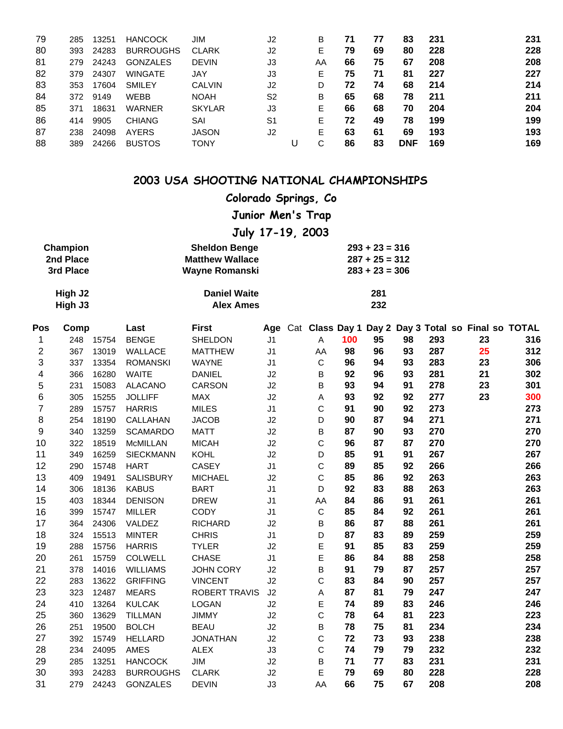| | | | | | | | | | | | | | | |
|---|---|---|---|---|---|---|---|---|---|---|---|---|---|---|
| 79 | 285 | 13251 | HANCOCK | JIM | J2 | | B | 71 | 77 | 83 | 231 | | | 231 |
| 80 | 393 | 24283 | BURROUGHS | CLARK | J2 | | E | 79 | 69 | 80 | 228 | | | 228 |
| 81 | 279 | 24243 | GONZALES | DEVIN | J3 | | AA | 66 | 75 | 67 | 208 | | | 208 |
| 82 | 379 | 24307 | WINGATE | JAY | J3 | | E | 75 | 71 | 81 | 227 | | | 227 |
| 83 | 353 | 17604 | SMILEY | CALVIN | J2 | | D | 72 | 74 | 68 | 214 | | | 214 |
| 84 | 372 | 9149 | WEBB | NOAH | S2 | | B | 65 | 68 | 78 | 211 | | | 211 |
| 85 | 371 | 18631 | WARNER | SKYLAR | J3 | | E | 66 | 68 | 70 | 204 | | | 204 |
| 86 | 414 | 9905 | CHIANG | SAI | S1 | | E | 72 | 49 | 78 | 199 | | | 199 |
| 87 | 238 | 24098 | AYERS | JASON | J2 | | E | 63 | 61 | 69 | 193 | | | 193 |
| 88 | 389 | 24266 | BUSTOS | TONY | | U | C | 86 | 83 | DNF | 169 | | | 169 |

# 2003 USA SHOOTING NATIONAL CHAMPIONSHIPS

## Colorado Springs, Co

## Junior Men's Trap

## July 17-19, 2003

| | | |
|---|---|---|
| **Champion** | **Sheldon Benge** | **293 + 23 = 316** |
| **2nd Place** | **Matthew Wallace** | **287 + 25 = 312** |
| **3rd Place** | **Wayne Romanski** | **283 + 23 = 306** |
| **High J2** | **Daniel Waite** | **281** |
| **High J3** | **Alex Ames** | **232** |

| Pos | Comp | | Last | First | Age | Cat | Class | Day 1 | Day 2 | Day 3 | Total so | Final so | TOTAL |
|---|---|---|---|---|---|---|---|---|---|---|---|---|---|
| 1 | 248 | 15754 | BENGE | SHELDON | J1 | | A | 100 | 95 | 98 | 293 | 23 | 316 |
| 2 | 367 | 13019 | WALLACE | MATTHEW | J1 | | AA | 98 | 96 | 93 | 287 | 25 | 312 |
| 3 | 337 | 13354 | ROMANSKI | WAYNE | J1 | | C | 96 | 94 | 93 | 283 | 23 | 306 |
| 4 | 366 | 16280 | WAITE | DANIEL | J2 | | B | 92 | 96 | 93 | 281 | 21 | 302 |
| 5 | 231 | 15083 | ALACANO | CARSON | J2 | | B | 93 | 94 | 91 | 278 | 23 | 301 |
| 6 | 305 | 15255 | JOLLIFF | MAX | J2 | | A | 93 | 92 | 92 | 277 | 23 | 300 |
| 7 | 289 | 15757 | HARRIS | MILES | J1 | | C | 91 | 90 | 92 | 273 | | 273 |
| 8 | 254 | 18190 | CALLAHAN | JACOB | J2 | | D | 90 | 87 | 94 | 271 | | 271 |
| 9 | 340 | 13259 | SCAMARDO | MATT | J2 | | B | 87 | 90 | 93 | 270 | | 270 |
| 10 | 322 | 18519 | McMILLAN | MICAH | J2 | | C | 96 | 87 | 87 | 270 | | 270 |
| 11 | 349 | 16259 | SIECKMANN | KOHL | J2 | | D | 85 | 91 | 91 | 267 | | 267 |
| 12 | 290 | 15748 | HART | CASEY | J1 | | C | 89 | 85 | 92 | 266 | | 266 |
| 13 | 409 | 19491 | SALISBURY | MICHAEL | J2 | | C | 85 | 86 | 92 | 263 | | 263 |
| 14 | 306 | 18136 | KABUS | BART | J1 | | D | 92 | 83 | 88 | 263 | | 263 |
| 15 | 403 | 18344 | DENISON | DREW | J1 | | AA | 84 | 86 | 91 | 261 | | 261 |
| 16 | 399 | 15747 | MILLER | CODY | J1 | | C | 85 | 84 | 92 | 261 | | 261 |
| 17 | 364 | 24306 | VALDEZ | RICHARD | J2 | | B | 86 | 87 | 88 | 261 | | 261 |
| 18 | 324 | 15513 | MINTER | CHRIS | J1 | | D | 87 | 83 | 89 | 259 | | 259 |
| 19 | 288 | 15756 | HARRIS | TYLER | J2 | | E | 91 | 85 | 83 | 259 | | 259 |
| 20 | 261 | 15759 | COLWELL | CHASE | J1 | | E | 86 | 84 | 88 | 258 | | 258 |
| 21 | 378 | 14016 | WILLIAMS | JOHN CORY | J2 | | B | 91 | 79 | 87 | 257 | | 257 |
| 22 | 283 | 13622 | GRIFFING | VINCENT | J2 | | C | 83 | 84 | 90 | 257 | | 257 |
| 23 | 323 | 12487 | MEARS | ROBERT TRAVIS | J2 | | A | 87 | 81 | 79 | 247 | | 247 |
| 24 | 410 | 13264 | KULCAK | LOGAN | J2 | | E | 74 | 89 | 83 | 246 | | 246 |
| 25 | 360 | 13629 | TILLMAN | JIMMY | J2 | | C | 78 | 64 | 81 | 223 | | 223 |
| 26 | 251 | 19500 | BOLCH | BEAU | J2 | | B | 78 | 75 | 81 | 234 | | 234 |
| 27 | 392 | 15749 | HELLARD | JONATHAN | J2 | | C | 72 | 73 | 93 | 238 | | 238 |
| 28 | 234 | 24095 | AMES | ALEX | J3 | | C | 74 | 79 | 79 | 232 | | 232 |
| 29 | 285 | 13251 | HANCOCK | JIM | J2 | | B | 71 | 77 | 83 | 231 | | 231 |
| 30 | 393 | 24283 | BURROUGHS | CLARK | J2 | | E | 79 | 69 | 80 | 228 | | 228 |
| 31 | 279 | 24243 | GONZALES | DEVIN | J3 | | AA | 66 | 75 | 67 | 208 | | 208 |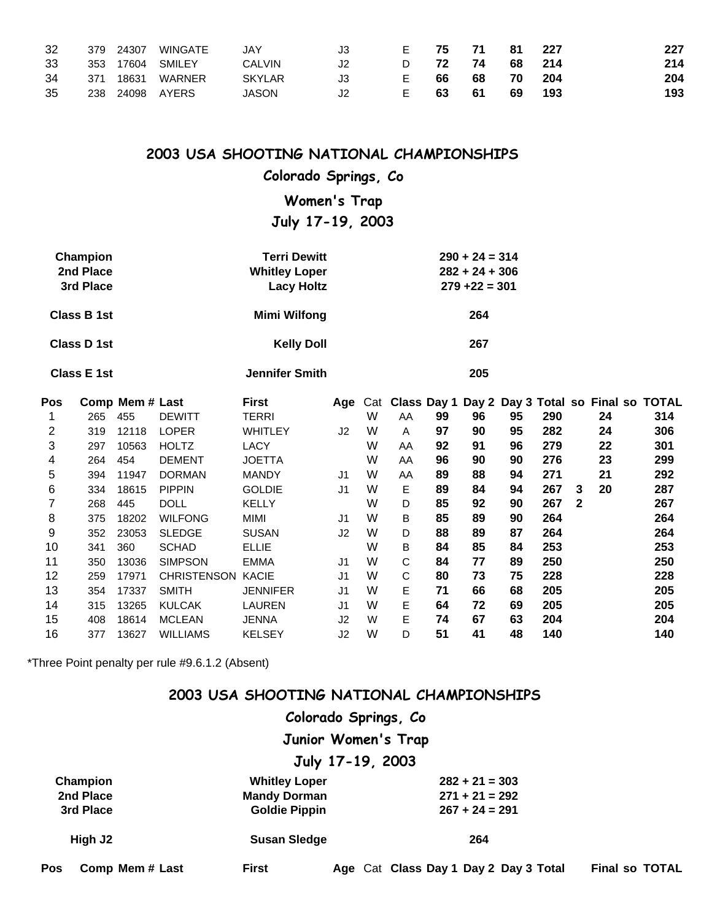| 32 | 379 | 24307 | WINGATE | JAY | J3 | | E | 75 | 71 | 81 | 227 | | | | 227 |
|---|---|---|---|---|---|---|---|---|---|---|---|---|---|---|---|
| 33 | 353 | 17604 | SMILEY | CALVIN | J2 | | D | 72 | 74 | 68 | 214 | | | | 214 |
| 34 | 371 | 18631 | WARNER | SKYLAR | J3 | | E | 66 | 68 | 70 | 204 | | | | 204 |
| 35 | 238 | 24098 | AYERS | JASON | J2 | | E | 63 | 61 | 69 | 193 | | | | 193 |

## 2003 USA SHOOTING NATIONAL CHAMPIONSHIPS

### Colorado Springs, Co

### Women's Trap

### July 17-19, 2003

| | | |
|---|---|---|
| **Champion** | **Terri Dewitt** | **290 + 24 = 314** |
| **2nd Place** | **Whitley Loper** | **282 + 24 + 306** |
| **3rd Place** | **Lacy Holtz** | **279 +22 = 301** |
| **Class B 1st** | **Mimi Wilfong** | **264** |
| **Class D 1st** | **Kelly Doll** | **267** |
| **Class E 1st** | **Jennifer Smith** | **205** |

| Pos | Comp | Mem # | Last | First | Age | Cat | Class | Day 1 | Day 2 | Day 3 | Total | so | Final | so | TOTAL |
|---|---|---|---|---|---|---|---|---|---|---|---|---|---|---|---|
| 1 | 265 | 455 | DEWITT | TERRI | | W | AA | 99 | 96 | 95 | 290 | | 24 | | 314 |
| 2 | 319 | 12118 | LOPER | WHITLEY | J2 | W | A | 97 | 90 | 95 | 282 | | 24 | | 306 |
| 3 | 297 | 10563 | HOLTZ | LACY | | W | AA | 92 | 91 | 96 | 279 | | 22 | | 301 |
| 4 | 264 | 454 | DEMENT | JOETTA | | W | AA | 96 | 90 | 90 | 276 | | 23 | | 299 |
| 5 | 394 | 11947 | DORMAN | MANDY | J1 | W | AA | 89 | 88 | 94 | 271 | | 21 | | 292 |
| 6 | 334 | 18615 | PIPPIN | GOLDIE | J1 | W | E | 89 | 84 | 94 | 267 | 3 | 20 | | 287 |
| 7 | 268 | 445 | DOLL | KELLY | | W | D | 85 | 92 | 90 | 267 | 2 | | | 267 |
| 8 | 375 | 18202 | WILFONG | MIMI | J1 | W | B | 85 | 89 | 90 | 264 | | | | 264 |
| 9 | 352 | 23053 | SLEDGE | SUSAN | J2 | W | D | 88 | 89 | 87 | 264 | | | | 264 |
| 10 | 341 | 360 | SCHAD | ELLIE | | W | B | 84 | 85 | 84 | 253 | | | | 253 |
| 11 | 350 | 13036 | SIMPSON | EMMA | J1 | W | C | 84 | 77 | 89 | 250 | | | | 250 |
| 12 | 259 | 17971 | CHRISTENSON | KACIE | J1 | W | C | 80 | 73 | 75 | 228 | | | | 228 |
| 13 | 354 | 17337 | SMITH | JENNIFER | J1 | W | E | 71 | 66 | 68 | 205 | | | | 205 |
| 14 | 315 | 13265 | KULCAK | LAUREN | J1 | W | E | 64 | 72 | 69 | 205 | | | | 205 |
| 15 | 408 | 18614 | MCLEAN | JENNA | J2 | W | E | 74 | 67 | 63 | 204 | | | | 204 |
| 16 | 377 | 13627 | WILLIAMS | KELSEY | J2 | W | D | 51 | 41 | 48 | 140 | | | | 140 |

*Three Point penalty per rule #9.6.1.2 (Absent)

## 2003 USA SHOOTING NATIONAL CHAMPIONSHIPS

### Colorado Springs, Co

### Junior Women's Trap

### July 17-19, 2003

| | | |
|---|---|---|
| **Champion** | **Whitley Loper** | **282 + 21 = 303** |
| **2nd Place** | **Mandy Dorman** | **271 + 21 = 292** |
| **3rd Place** | **Goldie Pippin** | **267 + 24 = 291** |
| **High J2** | **Susan Sledge** | **264** |

| Pos | Comp | Mem # | Last | First | Age | Cat | Class | Day 1 | Day 2 | Day 3 | Total | Final | so | TOTAL |
|---|---|---|---|---|---|---|---|---|---|---|---|---|---|---|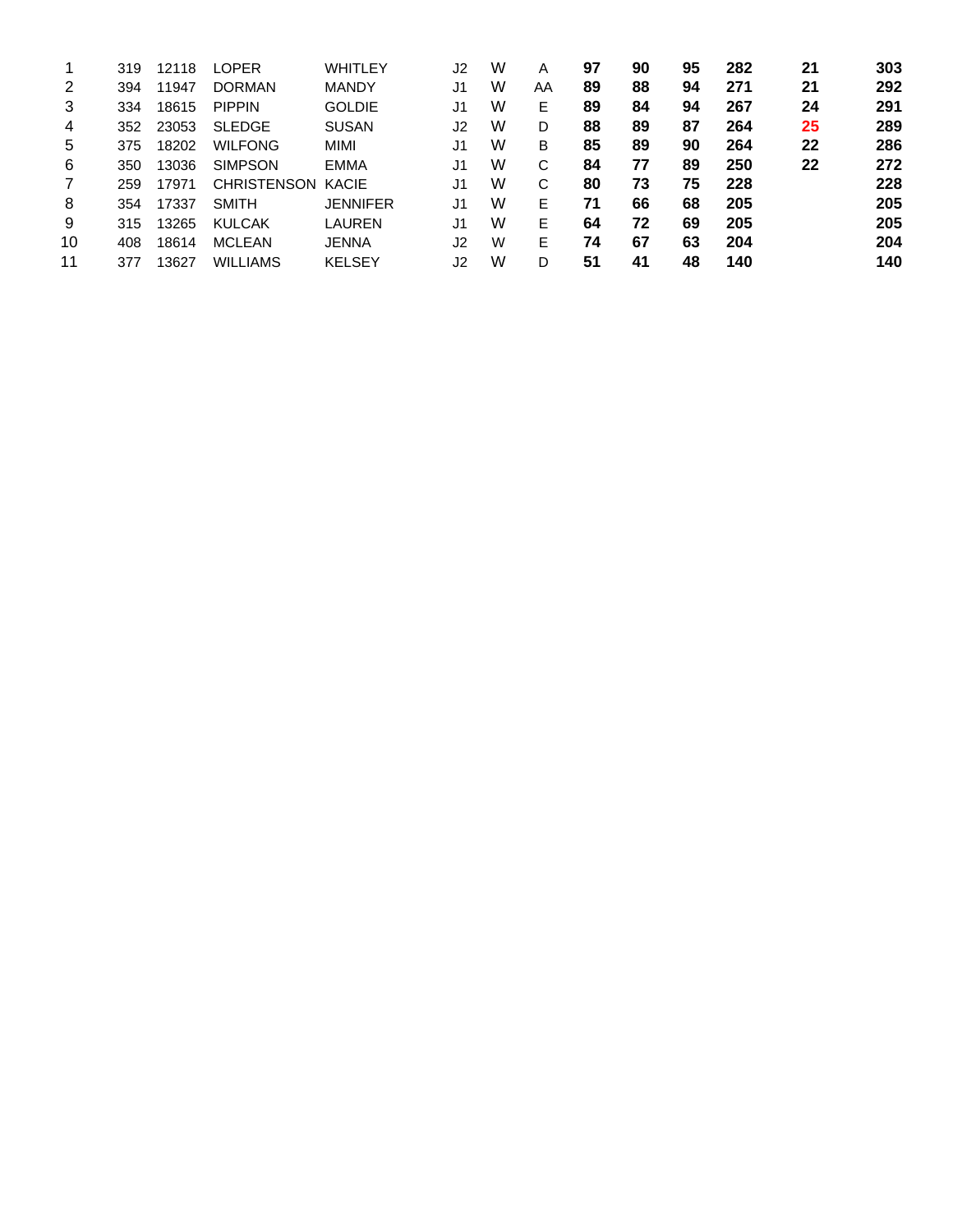| | | | | | | | | | | | | | |
|---|---|---|---|---|---|---|---|---|---|---|---|---|---|
| 1 | 319 | 12118 | LOPER | WHITLEY | J2 | W | A | **97** | **90** | **95** | **282** | **21** | **303** |
| 2 | 394 | 11947 | DORMAN | MANDY | J1 | W | AA | **89** | **88** | **94** | **271** | **21** | **292** |
| 3 | 334 | 18615 | PIPPIN | GOLDIE | J1 | W | E | **89** | **84** | **94** | **267** | **24** | **291** |
| 4 | 352 | 23053 | SLEDGE | SUSAN | J2 | W | D | **88** | **89** | **87** | **264** | **25** | **289** |
| 5 | 375 | 18202 | WILFONG | MIMI | J1 | W | B | **85** | **89** | **90** | **264** | **22** | **286** |
| 6 | 350 | 13036 | SIMPSON | EMMA | J1 | W | C | **84** | **77** | **89** | **250** | **22** | **272** |
| 7 | 259 | 17971 | CHRISTENSON | KACIE | J1 | W | C | **80** | **73** | **75** | **228** | | **228** |
| 8 | 354 | 17337 | SMITH | JENNIFER | J1 | W | E | **71** | **66** | **68** | **205** | | **205** |
| 9 | 315 | 13265 | KULCAK | LAUREN | J1 | W | E | **64** | **72** | **69** | **205** | | **205** |
| 10 | 408 | 18614 | MCLEAN | JENNA | J2 | W | E | **74** | **67** | **63** | **204** | | **204** |
| 11 | 377 | 13627 | WILLIAMS | KELSEY | J2 | W | D | **51** | **41** | **48** | **140** | | **140** |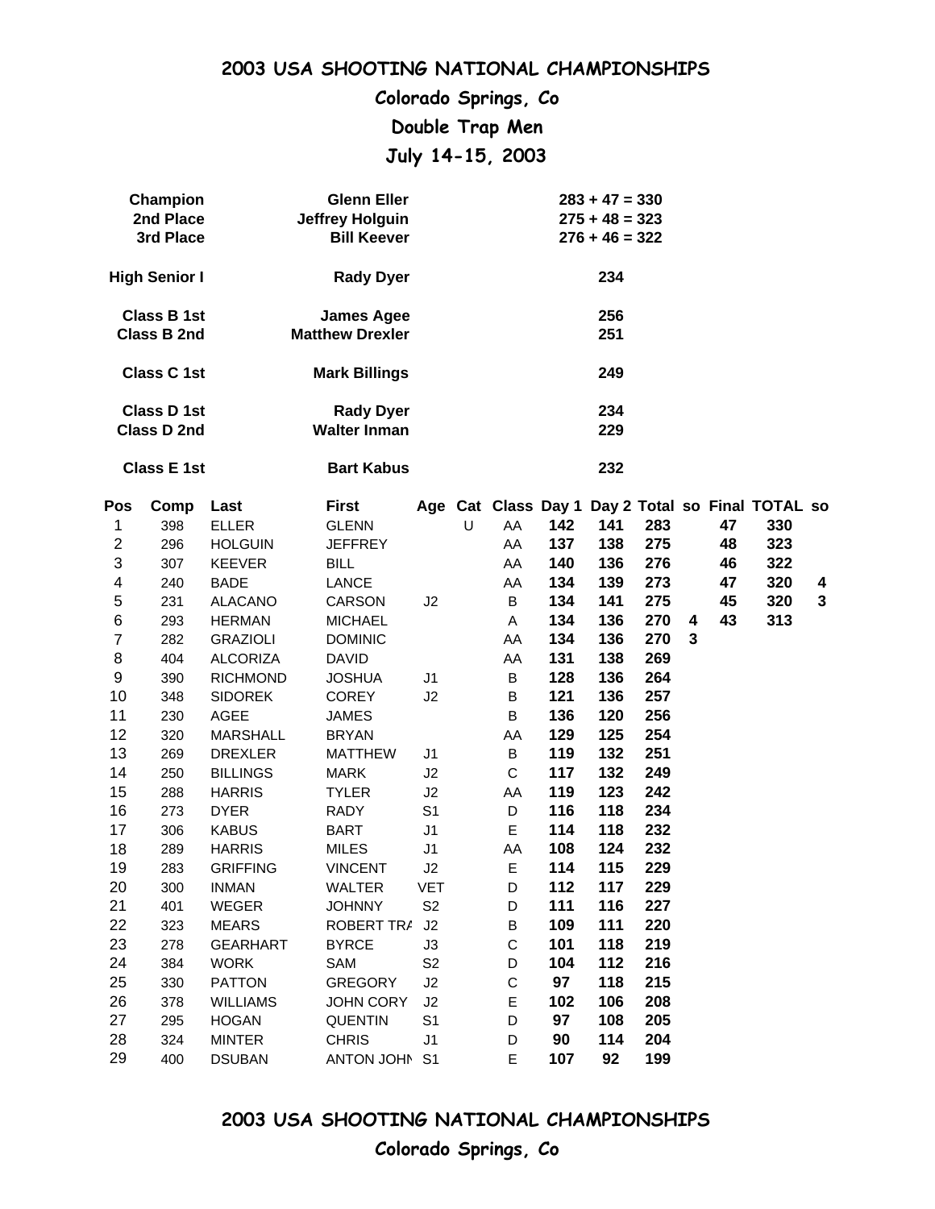# 2003 USA SHOOTING NATIONAL CHAMPIONSHIPS

## Colorado Springs, Co

## Double Trap Men

## July 14-15, 2003

| | | |
|---|---|---|
| **Champion** | **Glenn Eller** | **283 + 47 = 330** |
| **2nd Place** | **Jeffrey Holguin** | **275 + 48 = 323** |
| **3rd Place** | **Bill Keever** | **276 + 46 = 322** |
| | | |
| **High Senior I** | **Rady Dyer** | **234** |
| | | |
| **Class B 1st** | **James Agee** | **256** |
| **Class B 2nd** | **Matthew Drexler** | **251** |
| | | |
| **Class C 1st** | **Mark Billings** | **249** |
| | | |
| **Class D 1st** | **Rady Dyer** | **234** |
| **Class D 2nd** | **Walter Inman** | **229** |
| | | |
| **Class E 1st** | **Bart Kabus** | **232** |

| Pos | Comp | Last | First | Age | Cat | Class | Day 1 | Day 2 | Total | so | Final | TOTAL | so |
|---|---|---|---|---|---|---|---|---|---|---|---|---|---|
| 1 | 398 | ELLER | GLENN | | U | AA | **142** | **141** | **283** | | **47** | **330** | |
| 2 | 296 | HOLGUIN | JEFFREY | | | AA | **137** | **138** | **275** | | **48** | **323** | |
| 3 | 307 | KEEVER | BILL | | | AA | **140** | **136** | **276** | | **46** | **322** | |
| 4 | 240 | BADE | LANCE | | | AA | **134** | **139** | **273** | | **47** | **320** | **4** |
| 5 | 231 | ALACANO | CARSON | J2 | | B | **134** | **141** | **275** | | **45** | **320** | **3** |
| 6 | 293 | HERMAN | MICHAEL | | | A | **134** | **136** | **270** | **4** | **43** | **313** | |
| 7 | 282 | GRAZIOLI | DOMINIC | | | AA | **134** | **136** | **270** | **3** | | | |
| 8 | 404 | ALCORIZA | DAVID | | | AA | **131** | **138** | **269** | | | | |
| 9 | 390 | RICHMOND | JOSHUA | J1 | | B | **128** | **136** | **264** | | | | |
| 10 | 348 | SIDOREK | COREY | J2 | | B | **121** | **136** | **257** | | | | |
| 11 | 230 | AGEE | JAMES | | | B | **136** | **120** | **256** | | | | |
| 12 | 320 | MARSHALL | BRYAN | | | AA | **129** | **125** | **254** | | | | |
| 13 | 269 | DREXLER | MATTHEW | J1 | | B | **119** | **132** | **251** | | | | |
| 14 | 250 | BILLINGS | MARK | J2 | | C | **117** | **132** | **249** | | | | |
| 15 | 288 | HARRIS | TYLER | J2 | | AA | **119** | **123** | **242** | | | | |
| 16 | 273 | DYER | RADY | S1 | | D | **116** | **118** | **234** | | | | |
| 17 | 306 | KABUS | BART | J1 | | E | **114** | **118** | **232** | | | | |
| 18 | 289 | HARRIS | MILES | J1 | | AA | **108** | **124** | **232** | | | | |
| 19 | 283 | GRIFFING | VINCENT | J2 | | E | **114** | **115** | **229** | | | | |
| 20 | 300 | INMAN | WALTER | VET | | D | **112** | **117** | **229** | | | | |
| 21 | 401 | WEGER | JOHNNY | S2 | | D | **111** | **116** | **227** | | | | |
| 22 | 323 | MEARS | ROBERT TRA | J2 | | B | **109** | **111** | **220** | | | | |
| 23 | 278 | GEARHART | BYRCE | J3 | | C | **101** | **118** | **219** | | | | |
| 24 | 384 | WORK | SAM | S2 | | D | **104** | **112** | **216** | | | | |
| 25 | 330 | PATTON | GREGORY | J2 | | C | **97** | **118** | **215** | | | | |
| 26 | 378 | WILLIAMS | JOHN CORY | J2 | | E | **102** | **106** | **208** | | | | |
| 27 | 295 | HOGAN | QUENTIN | S1 | | D | **97** | **108** | **205** | | | | |
| 28 | 324 | MINTER | CHRIS | J1 | | D | **90** | **114** | **204** | | | | |
| 29 | 400 | DSUBAN | ANTON JOHN | S1 | | E | **107** | **92** | **199** | | | | |

# 2003 USA SHOOTING NATIONAL CHAMPIONSHIPS

## Colorado Springs, Co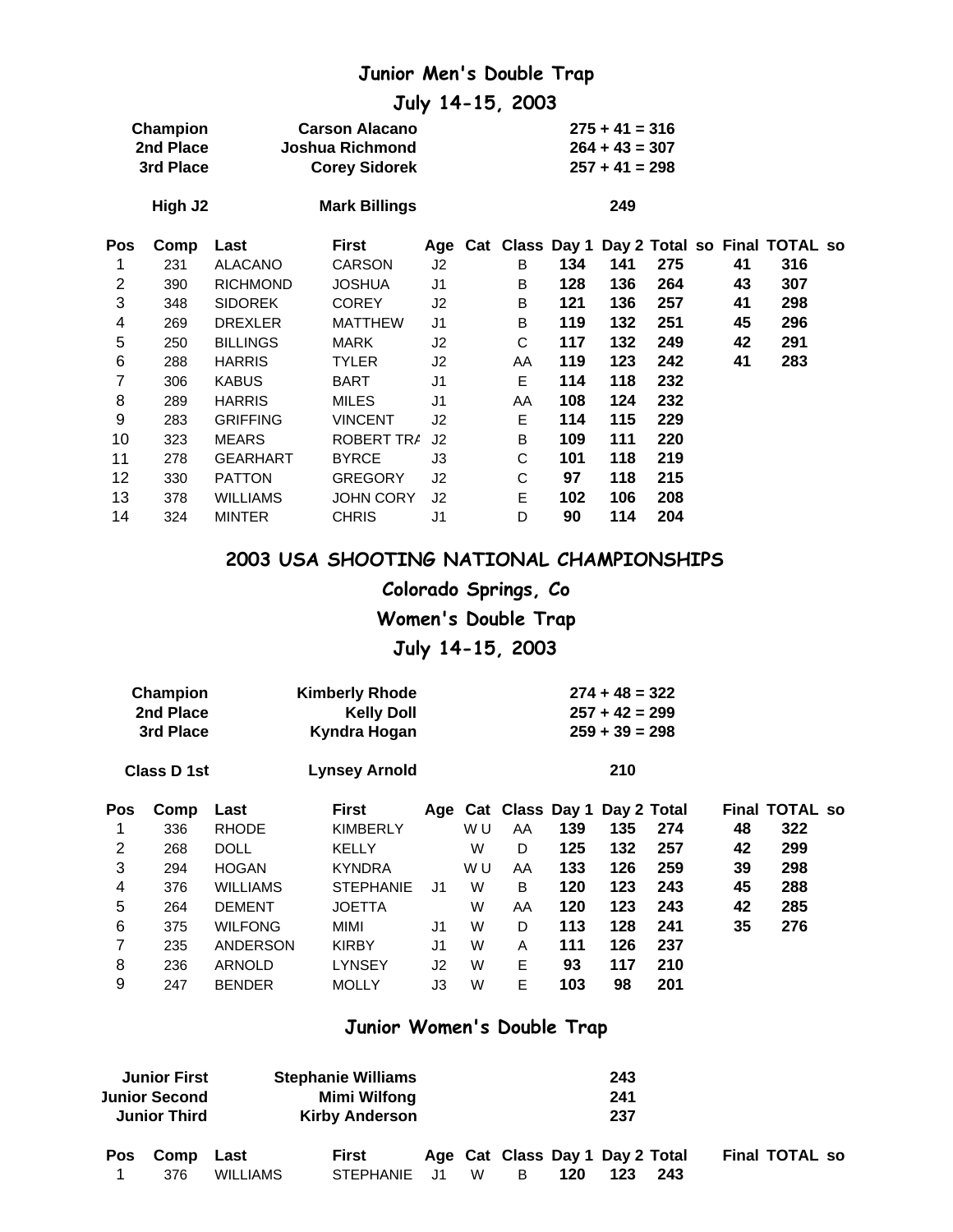## Junior Men's Double Trap

### July 14-15, 2003

| | | |
|---|---|---|
| Champion | Carson Alacano | 275 + 41 = 316 |
| 2nd Place | Joshua Richmond | 264 + 43 = 307 |
| 3rd Place | Corey Sidorek | 257 + 41 = 298 |
| High J2 | Mark Billings | 249 |

| Pos | Comp | Last | First | Age | Cat | Class | Day 1 | Day 2 | Total | so | Final | TOTAL | so |
|---|---|---|---|---|---|---|---|---|---|---|---|---|---|
| 1 | 231 | ALACANO | CARSON | J2 | | B | 134 | 141 | 275 | | 41 | 316 | |
| 2 | 390 | RICHMOND | JOSHUA | J1 | | B | 128 | 136 | 264 | | 43 | 307 | |
| 3 | 348 | SIDOREK | COREY | J2 | | B | 121 | 136 | 257 | | 41 | 298 | |
| 4 | 269 | DREXLER | MATTHEW | J1 | | B | 119 | 132 | 251 | | 45 | 296 | |
| 5 | 250 | BILLINGS | MARK | J2 | | C | 117 | 132 | 249 | | 42 | 291 | |
| 6 | 288 | HARRIS | TYLER | J2 | | AA | 119 | 123 | 242 | | 41 | 283 | |
| 7 | 306 | KABUS | BART | J1 | | E | 114 | 118 | 232 | | | | |
| 8 | 289 | HARRIS | MILES | J1 | | AA | 108 | 124 | 232 | | | | |
| 9 | 283 | GRIFFING | VINCENT | J2 | | E | 114 | 115 | 229 | | | | |
| 10 | 323 | MEARS | ROBERT TRA | J2 | | B | 109 | 111 | 220 | | | | |
| 11 | 278 | GEARHART | BYRCE | J3 | | C | 101 | 118 | 219 | | | | |
| 12 | 330 | PATTON | GREGORY | J2 | | C | 97 | 118 | 215 | | | | |
| 13 | 378 | WILLIAMS | JOHN CORY | J2 | | E | 102 | 106 | 208 | | | | |
| 14 | 324 | MINTER | CHRIS | J1 | | D | 90 | 114 | 204 | | | | |

## 2003 USA SHOOTING NATIONAL CHAMPIONSHIPS

### Colorado Springs, Co

### Women's Double Trap

### July 14-15, 2003

| | | |
|---|---|---|
| Champion | Kimberly Rhode | 274 + 48 = 322 |
| 2nd Place | Kelly Doll | 257 + 42 = 299 |
| 3rd Place | Kyndra Hogan | 259 + 39 = 298 |
| Class D 1st | Lynsey Arnold | 210 |

| Pos | Comp | Last | First | Age | Cat | Class | Day 1 | Day 2 | Total | Final | TOTAL | so |
|---|---|---|---|---|---|---|---|---|---|---|---|---|
| 1 | 336 | RHODE | KIMBERLY | | W U | AA | 139 | 135 | 274 | 48 | 322 | |
| 2 | 268 | DOLL | KELLY | | W | D | 125 | 132 | 257 | 42 | 299 | |
| 3 | 294 | HOGAN | KYNDRA | | W U | AA | 133 | 126 | 259 | 39 | 298 | |
| 4 | 376 | WILLIAMS | STEPHANIE | J1 | W | B | 120 | 123 | 243 | 45 | 288 | |
| 5 | 264 | DEMENT | JOETTA | | W | AA | 120 | 123 | 243 | 42 | 285 | |
| 6 | 375 | WILFONG | MIMI | J1 | W | D | 113 | 128 | 241 | 35 | 276 | |
| 7 | 235 | ANDERSON | KIRBY | J1 | W | A | 111 | 126 | 237 | | | |
| 8 | 236 | ARNOLD | LYNSEY | J2 | W | E | 93 | 117 | 210 | | | |
| 9 | 247 | BENDER | MOLLY | J3 | W | E | 103 | 98 | 201 | | | |

## Junior Women's Double Trap

| | | |
|---|---|---|
| Junior First | Stephanie Williams | 243 |
| Junior Second | Mimi Wilfong | 241 |
| Junior Third | Kirby Anderson | 237 |

| Pos | Comp | Last | First | Age | Cat | Class | Day 1 | Day 2 | Total | Final | TOTAL | so |
|---|---|---|---|---|---|---|---|---|---|---|---|---|
| 1 | 376 | WILLIAMS | STEPHANIE | J1 | W | B | 120 | 123 | 243 | | | |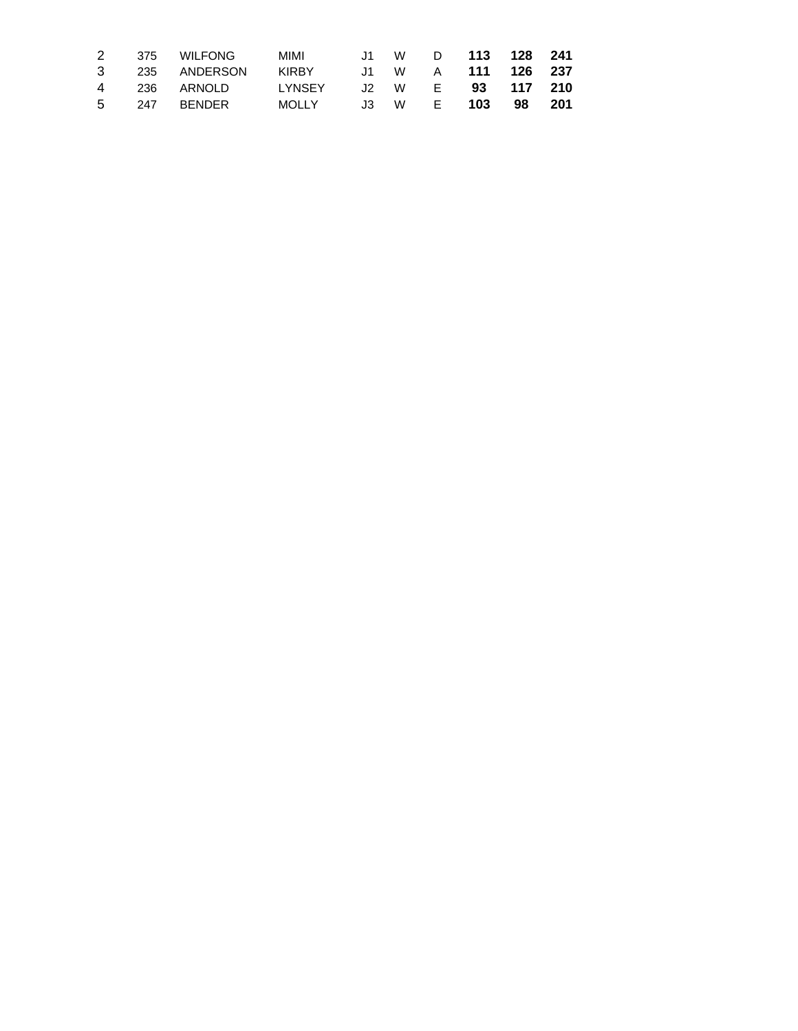| | | | | | | | | | |
|---|---|---|---|---|---|---|---|---|---|
| 2 | 375 | WILFONG | MIMI | J1 | W | D | **113** | **128** | **241** |
| 3 | 235 | ANDERSON | KIRBY | J1 | W | A | **111** | **126** | **237** |
| 4 | 236 | ARNOLD | LYNSEY | J2 | W | E | **93** | **117** | **210** |
| 5 | 247 | BENDER | MOLLY | J3 | W | E | **103** | **98** | **201** |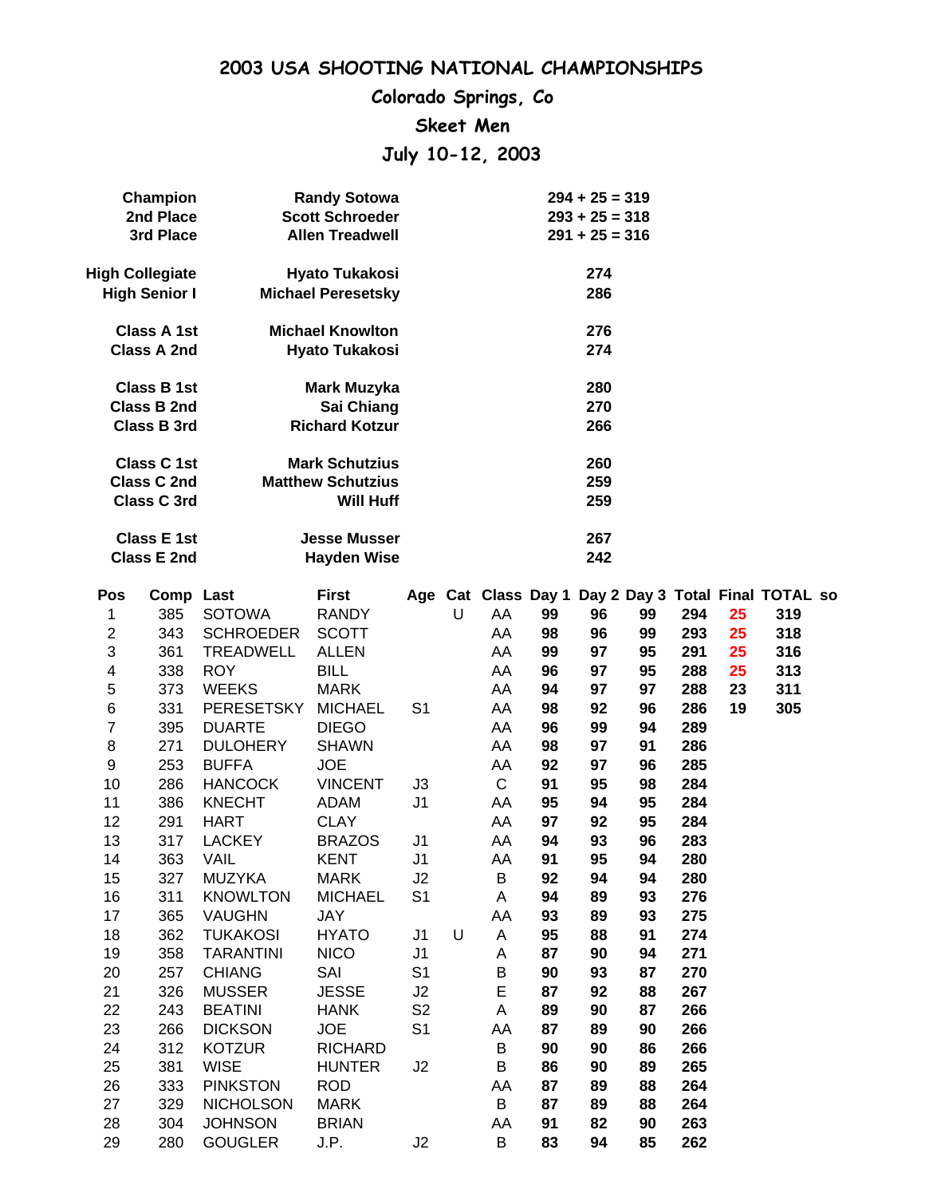# 2003 USA SHOOTING NATIONAL CHAMPIONSHIPS

## Colorado Springs, Co

## Skeet Men

## July 10-12, 2003

| | | |
|---|---|---|
| **Champion** | **Randy Sotowa** | **294 + 25 = 319** |
| **2nd Place** | **Scott Schroeder** | **293 + 25 = 318** |
| **3rd Place** | **Allen Treadwell** | **291 + 25 = 316** |
| | | |
| **High Collegiate** | **Hyato Tukakosi** | **274** |
| **High Senior I** | **Michael Peresetsky** | **286** |
| | | |
| **Class A 1st** | **Michael Knowlton** | **276** |
| **Class A 2nd** | **Hyato Tukakosi** | **274** |
| | | |
| **Class B 1st** | **Mark Muzyka** | **280** |
| **Class B 2nd** | **Sai Chiang** | **270** |
| **Class B 3rd** | **Richard Kotzur** | **266** |
| | | |
| **Class C 1st** | **Mark Schutzius** | **260** |
| **Class C 2nd** | **Matthew Schutzius** | **259** |
| **Class C 3rd** | **Will Huff** | **259** |
| | | |
| **Class E 1st** | **Jesse Musser** | **267** |
| **Class E 2nd** | **Hayden Wise** | **242** |

| Pos | Comp | Last | First | Age | Cat | Class | Day 1 | Day 2 | Day 3 | Total | Final | TOTAL | so |
|---|---|---|---|---|---|---|---|---|---|---|---|---|---|
| 1 | 385 | SOTOWA | RANDY | | U | AA | 99 | 96 | 99 | 294 | 25 | 319 | |
| 2 | 343 | SCHROEDER | SCOTT | | | AA | 98 | 96 | 99 | 293 | 25 | 318 | |
| 3 | 361 | TREADWELL | ALLEN | | | AA | 99 | 97 | 95 | 291 | 25 | 316 | |
| 4 | 338 | ROY | BILL | | | AA | 96 | 97 | 95 | 288 | 25 | 313 | |
| 5 | 373 | WEEKS | MARK | | | AA | 94 | 97 | 97 | 288 | 23 | 311 | |
| 6 | 331 | PERESETSKY | MICHAEL | S1 | | AA | 98 | 92 | 96 | 286 | 19 | 305 | |
| 7 | 395 | DUARTE | DIEGO | | | AA | 96 | 99 | 94 | 289 | | | |
| 8 | 271 | DULOHERY | SHAWN | | | AA | 98 | 97 | 91 | 286 | | | |
| 9 | 253 | BUFFA | JOE | | | AA | 92 | 97 | 96 | 285 | | | |
| 10 | 286 | HANCOCK | VINCENT | J3 | | C | 91 | 95 | 98 | 284 | | | |
| 11 | 386 | KNECHT | ADAM | J1 | | AA | 95 | 94 | 95 | 284 | | | |
| 12 | 291 | HART | CLAY | | | AA | 97 | 92 | 95 | 284 | | | |
| 13 | 317 | LACKEY | BRAZOS | J1 | | AA | 94 | 93 | 96 | 283 | | | |
| 14 | 363 | VAIL | KENT | J1 | | AA | 91 | 95 | 94 | 280 | | | |
| 15 | 327 | MUZYKA | MARK | J2 | | B | 92 | 94 | 94 | 280 | | | |
| 16 | 311 | KNOWLTON | MICHAEL | S1 | | A | 94 | 89 | 93 | 276 | | | |
| 17 | 365 | VAUGHN | JAY | | | AA | 93 | 89 | 93 | 275 | | | |
| 18 | 362 | TUKAKOSI | HYATO | J1 | U | A | 95 | 88 | 91 | 274 | | | |
| 19 | 358 | TARANTINI | NICO | J1 | | A | 87 | 90 | 94 | 271 | | | |
| 20 | 257 | CHIANG | SAI | S1 | | B | 90 | 93 | 87 | 270 | | | |
| 21 | 326 | MUSSER | JESSE | J2 | | E | 87 | 92 | 88 | 267 | | | |
| 22 | 243 | BEATINI | HANK | S2 | | A | 89 | 90 | 87 | 266 | | | |
| 23 | 266 | DICKSON | JOE | S1 | | AA | 87 | 89 | 90 | 266 | | | |
| 24 | 312 | KOTZUR | RICHARD | | | B | 90 | 90 | 86 | 266 | | | |
| 25 | 381 | WISE | HUNTER | J2 | | B | 86 | 90 | 89 | 265 | | | |
| 26 | 333 | PINKSTON | ROD | | | AA | 87 | 89 | 88 | 264 | | | |
| 27 | 329 | NICHOLSON | MARK | | | B | 87 | 89 | 88 | 264 | | | |
| 28 | 304 | JOHNSON | BRIAN | | | AA | 91 | 82 | 90 | 263 | | | |
| 29 | 280 | GOUGLER | J.P. | J2 | | B | 83 | 94 | 85 | 262 | | | |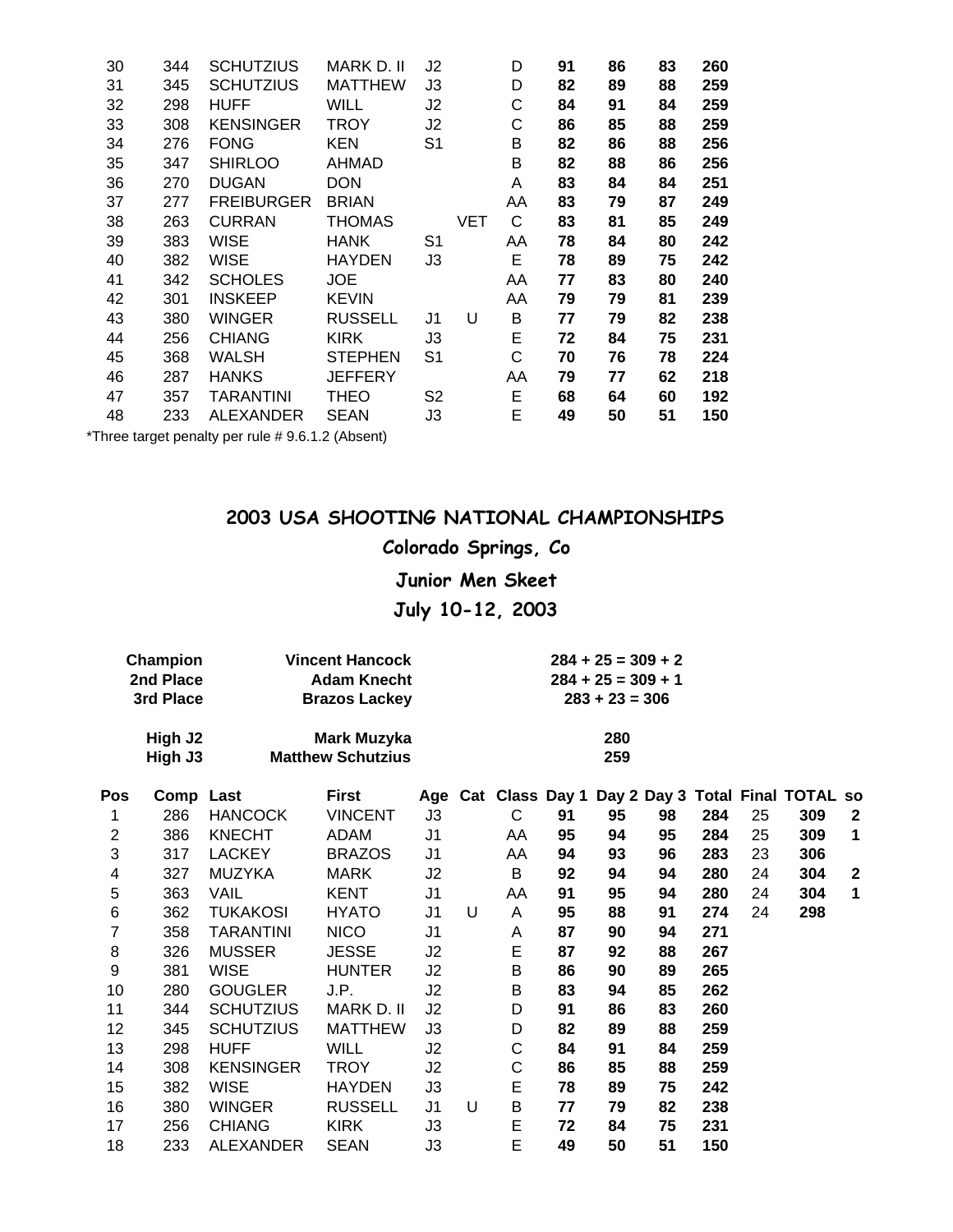| | | | | | | | | | | |
|---|---|---|---|---|---|---|---|---|---|---|
| 30 | 344 | SCHUTZIUS | MARK D. II | J2 | | D | **91** | **86** | **83** | **260** |
| 31 | 345 | SCHUTZIUS | MATTHEW | J3 | | D | **82** | **89** | **88** | **259** |
| 32 | 298 | HUFF | WILL | J2 | | C | **84** | **91** | **84** | **259** |
| 33 | 308 | KENSINGER | TROY | J2 | | C | **86** | **85** | **88** | **259** |
| 34 | 276 | FONG | KEN | S1 | | B | **82** | **86** | **88** | **256** |
| 35 | 347 | SHIRLOO | AHMAD | | | B | **82** | **88** | **86** | **256** |
| 36 | 270 | DUGAN | DON | | | A | **83** | **84** | **84** | **251** |
| 37 | 277 | FREIBURGER | BRIAN | | | AA | **83** | **79** | **87** | **249** |
| 38 | 263 | CURRAN | THOMAS | | VET | C | **83** | **81** | **85** | **249** |
| 39 | 383 | WISE | HANK | S1 | | AA | **78** | **84** | **80** | **242** |
| 40 | 382 | WISE | HAYDEN | J3 | | E | **78** | **89** | **75** | **242** |
| 41 | 342 | SCHOLES | JOE | | | AA | **77** | **83** | **80** | **240** |
| 42 | 301 | INSKEEP | KEVIN | | | AA | **79** | **79** | **81** | **239** |
| 43 | 380 | WINGER | RUSSELL | J1 | U | B | **77** | **79** | **82** | **238** |
| 44 | 256 | CHIANG | KIRK | J3 | | E | **72** | **84** | **75** | **231** |
| 45 | 368 | WALSH | STEPHEN | S1 | | C | **70** | **76** | **78** | **224** |
| 46 | 287 | HANKS | JEFFERY | | | AA | **79** | **77** | **62** | **218** |
| 47 | 357 | TARANTINI | THEO | S2 | | E | **68** | **64** | **60** | **192** |
| 48 | 233 | ALEXANDER | SEAN | J3 | | E | **49** | **50** | **51** | **150** |

*Three target penalty per rule # 9.6.1.2 (Absent)

## 2003 USA SHOOTING NATIONAL CHAMPIONSHIPS

### Colorado Springs, Co

### Junior Men Skeet

### July 10-12, 2003

| | | |
|---|---|---|
| **Champion** | **Vincent Hancock** | **284 + 25 = 309 + 2** |
| **2nd Place** | **Adam Knecht** | **284 + 25 = 309 + 1** |
| **3rd Place** | **Brazos Lackey** | **283 + 23 = 306** |
| **High J2** | **Mark Muzyka** | **280** |
| **High J3** | **Matthew Schutzius** | **259** |

| Pos | Comp | Last | First | Age | Cat | Class | Day 1 | Day 2 | Day 3 | Total | Final | TOTAL | so |
|---|---|---|---|---|---|---|---|---|---|---|---|---|---|
| 1 | 286 | HANCOCK | VINCENT | J3 | | C | **91** | **95** | **98** | **284** | 25 | **309** | **2** |
| 2 | 386 | KNECHT | ADAM | J1 | | AA | **95** | **94** | **95** | **284** | 25 | **309** | **1** |
| 3 | 317 | LACKEY | BRAZOS | J1 | | AA | **94** | **93** | **96** | **283** | 23 | **306** | |
| 4 | 327 | MUZYKA | MARK | J2 | | B | **92** | **94** | **94** | **280** | 24 | **304** | **2** |
| 5 | 363 | VAIL | KENT | J1 | | AA | **91** | **95** | **94** | **280** | 24 | **304** | **1** |
| 6 | 362 | TUKAKOSI | HYATO | J1 | U | A | **95** | **88** | **91** | **274** | 24 | **298** | |
| 7 | 358 | TARANTINI | NICO | J1 | | A | **87** | **90** | **94** | **271** | | | |
| 8 | 326 | MUSSER | JESSE | J2 | | E | **87** | **92** | **88** | **267** | | | |
| 9 | 381 | WISE | HUNTER | J2 | | B | **86** | **90** | **89** | **265** | | | |
| 10 | 280 | GOUGLER | J.P. | J2 | | B | **83** | **94** | **85** | **262** | | | |
| 11 | 344 | SCHUTZIUS | MARK D. II | J2 | | D | **91** | **86** | **83** | **260** | | | |
| 12 | 345 | SCHUTZIUS | MATTHEW | J3 | | D | **82** | **89** | **88** | **259** | | | |
| 13 | 298 | HUFF | WILL | J2 | | C | **84** | **91** | **84** | **259** | | | |
| 14 | 308 | KENSINGER | TROY | J2 | | C | **86** | **85** | **88** | **259** | | | |
| 15 | 382 | WISE | HAYDEN | J3 | | E | **78** | **89** | **75** | **242** | | | |
| 16 | 380 | WINGER | RUSSELL | J1 | U | B | **77** | **79** | **82** | **238** | | | |
| 17 | 256 | CHIANG | KIRK | J3 | | E | **72** | **84** | **75** | **231** | | | |
| 18 | 233 | ALEXANDER | SEAN | J3 | | E | **49** | **50** | **51** | **150** | | | |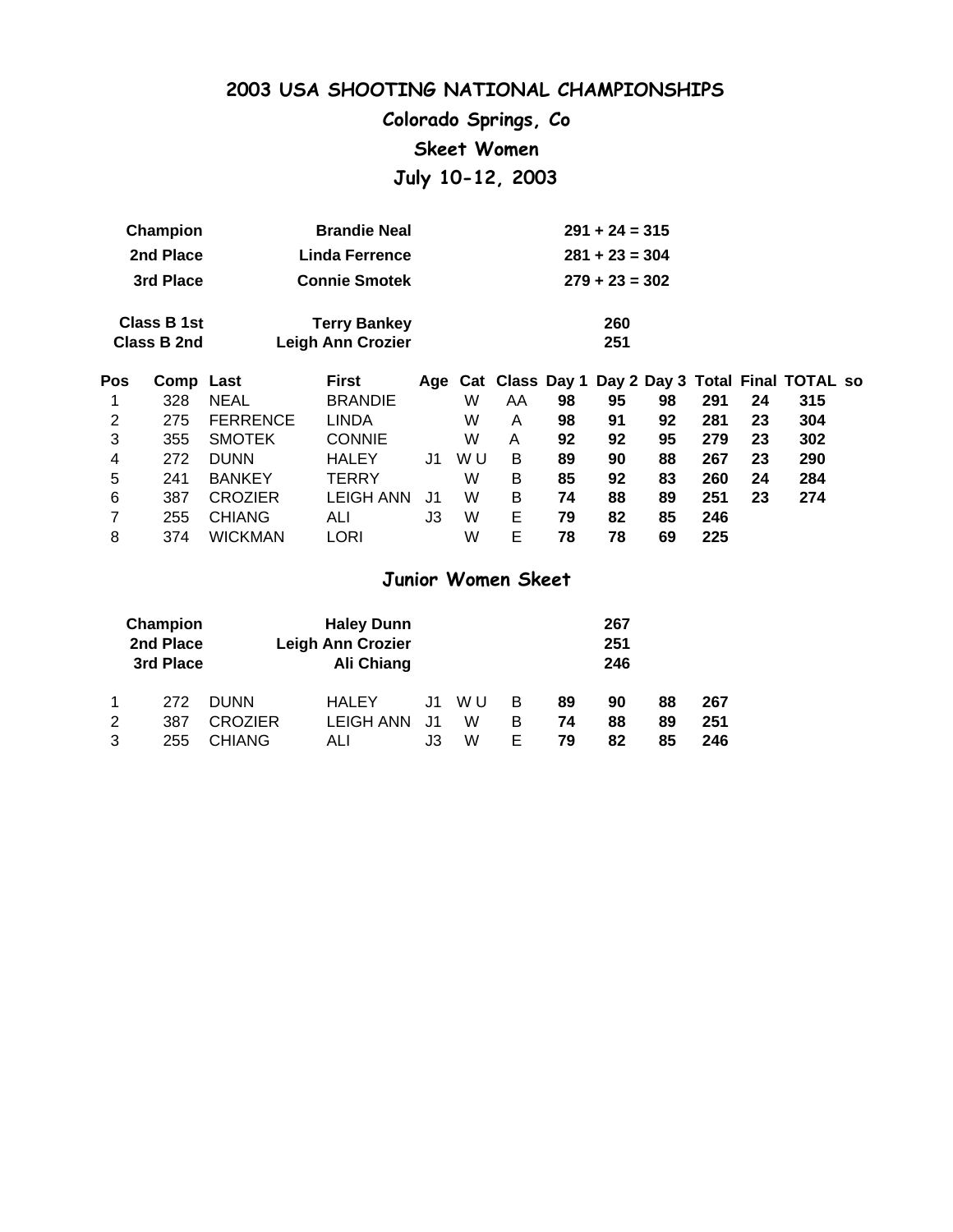# 2003 USA SHOOTING NATIONAL CHAMPIONSHIPS

## Colorado Springs, Co

## Skeet Women

## July 10-12, 2003

| | | |
|---|---|---|
| **Champion** | **Brandie Neal** | **291 + 24 = 315** |
| **2nd Place** | **Linda Ferrence** | **281 + 23 = 304** |
| **3rd Place** | **Connie Smotek** | **279 + 23 = 302** |
| **Class B 1st** | **Terry Bankey** | **260** |
| **Class B 2nd** | **Leigh Ann Crozier** | **251** |

| Pos | Comp | Last | First | Age | Cat | Class | Day 1 | Day 2 | Day 3 | Total | Final | TOTAL | so |
|---|---|---|---|---|---|---|---|---|---|---|---|---|---|
| 1 | 328 | NEAL | BRANDIE | | W | AA | **98** | **95** | **98** | **291** | **24** | **315** | |
| 2 | 275 | FERRENCE | LINDA | | W | A | **98** | **91** | **92** | **281** | **23** | **304** | |
| 3 | 355 | SMOTEK | CONNIE | | W | A | **92** | **92** | **95** | **279** | **23** | **302** | |
| 4 | 272 | DUNN | HALEY | J1 | W U | B | **89** | **90** | **88** | **267** | **23** | **290** | |
| 5 | 241 | BANKEY | TERRY | | W | B | **85** | **92** | **83** | **260** | **24** | **284** | |
| 6 | 387 | CROZIER | LEIGH ANN | J1 | W | B | **74** | **88** | **89** | **251** | **23** | **274** | |
| 7 | 255 | CHIANG | ALI | J3 | W | E | **79** | **82** | **85** | **246** | | | |
| 8 | 374 | WICKMAN | LORI | | W | E | **78** | **78** | **69** | **225** | | | |

## Junior Women Skeet

| | | |
|---|---|---|
| **Champion** | **Haley Dunn** | **267** |
| **2nd Place** | **Leigh Ann Crozier** | **251** |
| **3rd Place** | **Ali Chiang** | **246** |

| | | | | | | | | | | |
|---|---|---|---|---|---|---|---|---|---|---|
| 1 | 272 | DUNN | HALEY | J1 | W U | B | **89** | **90** | **88** | **267** |
| 2 | 387 | CROZIER | LEIGH ANN | J1 | W | B | **74** | **88** | **89** | **251** |
| 3 | 255 | CHIANG | ALI | J3 | W | E | **79** | **82** | **85** | **246** |